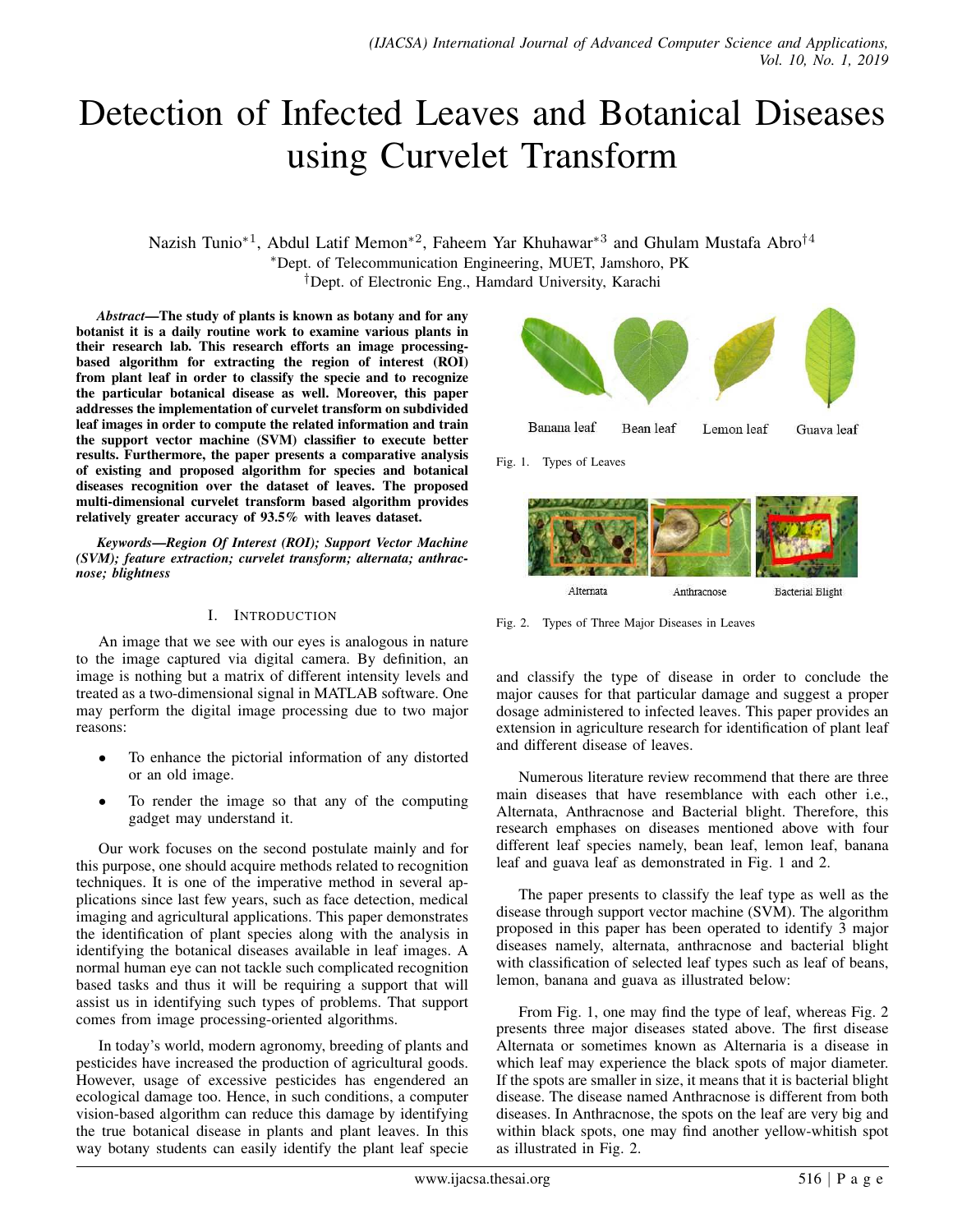# Detection of Infected Leaves and Botanical Diseases using Curvelet Transform

Nazish Tunio*[1], Abdul Latif Memon*[2], Faheem Yar Khuhawar*[3] and Ghulam Mustafa Abro†[4]

*Dept. of Telecommunication Engineering, MUET, Jamshoro, PK

†Dept. of Electronic Eng., Hamdard University, Karachi

***Abstract*—The study of plants is known as botany and for any botanist it is a daily routine work to examine various plants in their research lab. This research efforts an image processing-based algorithm for extracting the region of interest (ROI) from plant leaf in order to classify the specie and to recognize the particular botanical disease as well. Moreover, this paper addresses the implementation of curvelet transform on subdivided leaf images in order to compute the related information and train the support vector machine (SVM) classifier to execute better results. Furthermore, the paper presents a comparative analysis of existing and proposed algorithm for species and botanical diseases recognition over the dataset of leaves. The proposed multi-dimensional curvelet transform based algorithm provides relatively greater accuracy of 93.5% with leaves dataset.**

***Keywords*—Region Of Interest (ROI); Support Vector Machine (SVM); feature extraction; curvelet transform; alternata; anthracnose; blightness**

## I. Introduction

An image that we see with our eyes is analogous in nature to the image captured via digital camera. By definition, an image is nothing but a matrix of different intensity levels and treated as a two-dimensional signal in MATLAB software. One may perform the digital image processing due to two major reasons:

- To enhance the pictorial information of any distorted or an old image.
- To render the image so that any of the computing gadget may understand it.

Our work focuses on the second postulate mainly and for this purpose, one should acquire methods related to recognition techniques. It is one of the imperative method in several applications since last few years, such as face detection, medical imaging and agricultural applications. This paper demonstrates the identification of plant species along with the analysis in identifying the botanical diseases available in leaf images. A normal human eye can not tackle such complicated recognition based tasks and thus it will be requiring a support that will assist us in identifying such types of problems. That support comes from image processing-oriented algorithms.

In today's world, modern agronomy, breeding of plants and pesticides have increased the production of agricultural goods. However, usage of excessive pesticides has engendered an ecological damage too. Hence, in such conditions, a computer vision-based algorithm can reduce this damage by identifying the true botanical disease in plants and plant leaves. In this way botany students can easily identify the plant leaf specie and classify the type of disease in order to conclude the major causes for that particular damage and suggest a proper dosage administered to infected leaves. This paper provides an extension in agriculture research for identification of plant leaf and different disease of leaves.

Banana leaf Bean leaf Lemon leaf Guava leaf

Fig. 1. Types of Leaves

Alternata Anthracnose Bacterial Blight

Fig. 2. Types of Three Major Diseases in Leaves

Numerous literature review recommend that there are three main diseases that have resemblance with each other i.e., Alternata, Anthracnose and Bacterial blight. Therefore, this research emphases on diseases mentioned above with four different leaf species namely, bean leaf, lemon leaf, banana leaf and guava leaf as demonstrated in Fig. 1 and 2.

The paper presents to classify the leaf type as well as the disease through support vector machine (SVM). The algorithm proposed in this paper has been operated to identify 3 major diseases namely, alternata, anthracnose and bacterial blight with classification of selected leaf types such as leaf of beans, lemon, banana and guava as illustrated below:

From Fig. 1, one may find the type of leaf, whereas Fig. 2 presents three major diseases stated above. The first disease Alternata or sometimes known as Alternaria is a disease in which leaf may experience the black spots of major diameter. If the spots are smaller in size, it means that it is bacterial blight disease. The disease named Anthracnose is different from both diseases. In Anthracnose, the spots on the leaf are very big and within black spots, one may find another yellow-whitish spot as illustrated in Fig. 2.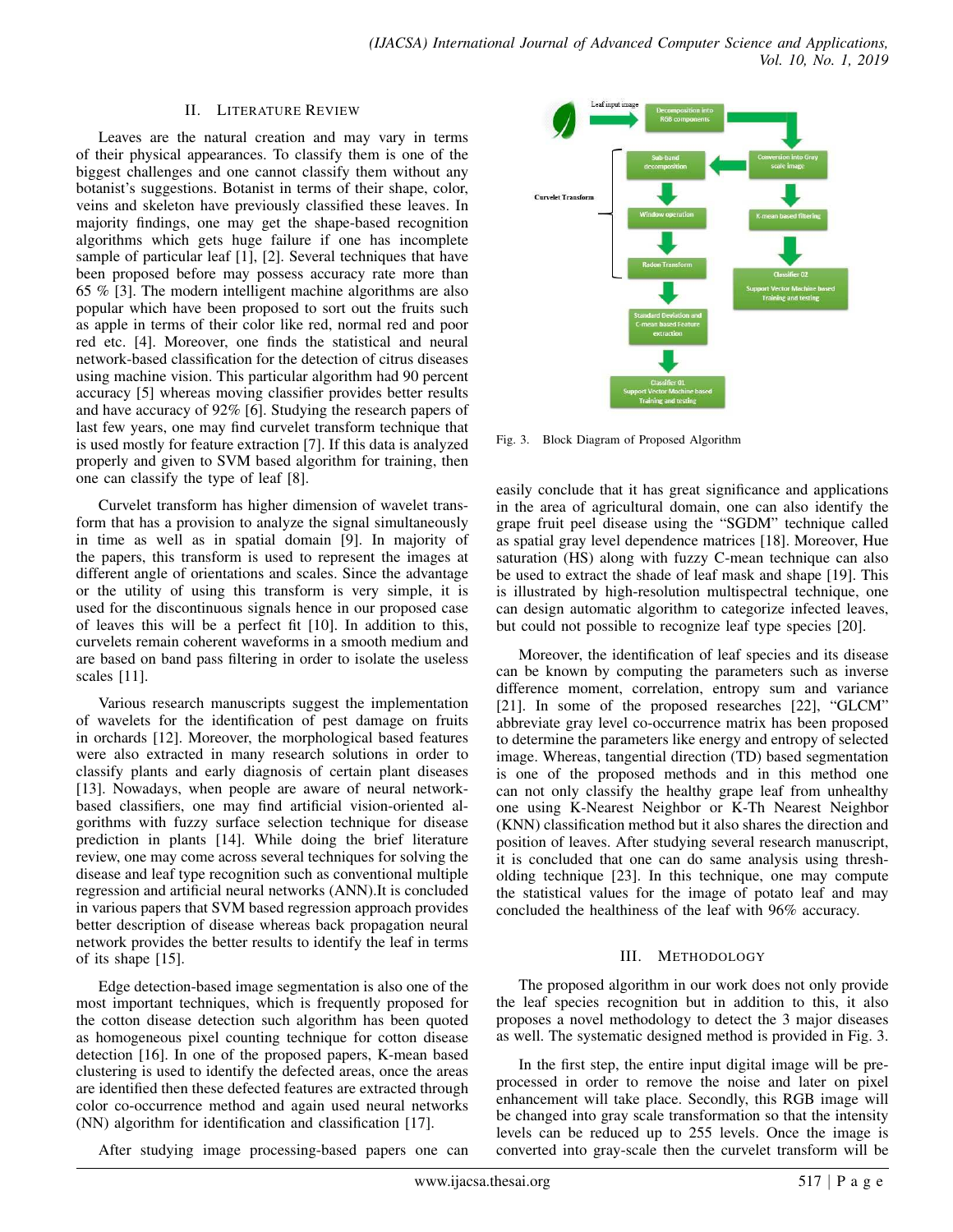## II. Literature Review

Leaves are the natural creation and may vary in terms of their physical appearances. To classify them is one of the biggest challenges and one cannot classify them without any botanist's suggestions. Botanist in terms of their shape, color, veins and skeleton have previously classified these leaves. In majority findings, one may get the shape-based recognition algorithms which gets huge failure if one has incomplete sample of particular leaf [1], [2]. Several techniques that have been proposed before may possess accuracy rate more than 65 % [3]. The modern intelligent machine algorithms are also popular which have been proposed to sort out the fruits such as apple in terms of their color like red, normal red and poor red etc. [4]. Moreover, one finds the statistical and neural network-based classification for the detection of citrus diseases using machine vision. This particular algorithm had 90 percent accuracy [5] whereas moving classifier provides better results and have accuracy of 92% [6]. Studying the research papers of last few years, one may find curvelet transform technique that is used mostly for feature extraction [7]. If this data is analyzed properly and given to SVM based algorithm for training, then one can classify the type of leaf [8].

Curvelet transform has higher dimension of wavelet transform that has a provision to analyze the signal simultaneously in time as well as in spatial domain [9]. In majority of the papers, this transform is used to represent the images at different angle of orientations and scales. Since the advantage or the utility of using this transform is very simple, it is used for the discontinuous signals hence in our proposed case of leaves this will be a perfect fit [10]. In addition to this, curvelets remain coherent waveforms in a smooth medium and are based on band pass filtering in order to isolate the useless scales [11].

Various research manuscripts suggest the implementation of wavelets for the identification of pest damage on fruits in orchards [12]. Moreover, the morphological based features were also extracted in many research solutions in order to classify plants and early diagnosis of certain plant diseases [13]. Nowadays, when people are aware of neural network-based classifiers, one may find artificial vision-oriented algorithms with fuzzy surface selection technique for disease prediction in plants [14]. While doing the brief literature review, one may come across several techniques for solving the disease and leaf type recognition such as conventional multiple regression and artificial neural networks (ANN).It is concluded in various papers that SVM based regression approach provides better description of disease whereas back propagation neural network provides the better results to identify the leaf in terms of its shape [15].

Edge detection-based image segmentation is also one of the most important techniques, which is frequently proposed for the cotton disease detection such algorithm has been quoted as homogeneous pixel counting technique for cotton disease detection [16]. In one of the proposed papers, K-mean based clustering is used to identify the defected areas, once the areas are identified then these defected features are extracted through color co-occurrence method and again used neural networks (NN) algorithm for identification and classification [17].

After studying image processing-based papers one can easily conclude that it has great significance and applications in the area of agricultural domain, one can also identify the grape fruit peel disease using the "SGDM" technique called as spatial gray level dependence matrices [18]. Moreover, Hue saturation (HS) along with fuzzy C-mean technique can also be used to extract the shade of leaf mask and shape [19]. This is illustrated by high-resolution multispectral technique, one can design automatic algorithm to categorize infected leaves, but could not possible to recognize leaf type species [20].

Moreover, the identification of leaf species and its disease can be known by computing the parameters such as inverse difference moment, correlation, entropy sum and variance [21]. In some of the proposed researches [22], "GLCM" abbreviate gray level co-occurrence matrix has been proposed to determine the parameters like energy and entropy of selected image. Whereas, tangential direction (TD) based segmentation is one of the proposed methods and in this method one can not only classify the healthy grape leaf from unhealthy one using K-Nearest Neighbor or K-Th Nearest Neighbor (KNN) classification method but it also shares the direction and position of leaves. After studying several research manuscript, it is concluded that one can do same analysis using thresholding technique [23]. In this technique, one may compute the statistical values for the image of potato leaf and may concluded the healthiness of the leaf with 96% accuracy.

Fig. 3. Block Diagram of Proposed Algorithm

## III. Methodology

The proposed algorithm in our work does not only provide the leaf species recognition but in addition to this, it also proposes a novel methodology to detect the 3 major diseases as well. The systematic designed method is provided in Fig. 3.

In the first step, the entire input digital image will be pre-processed in order to remove the noise and later on pixel enhancement will take place. Secondly, this RGB image will be changed into gray scale transformation so that the intensity levels can be reduced up to 255 levels. Once the image is converted into gray-scale then the curvelet transform will be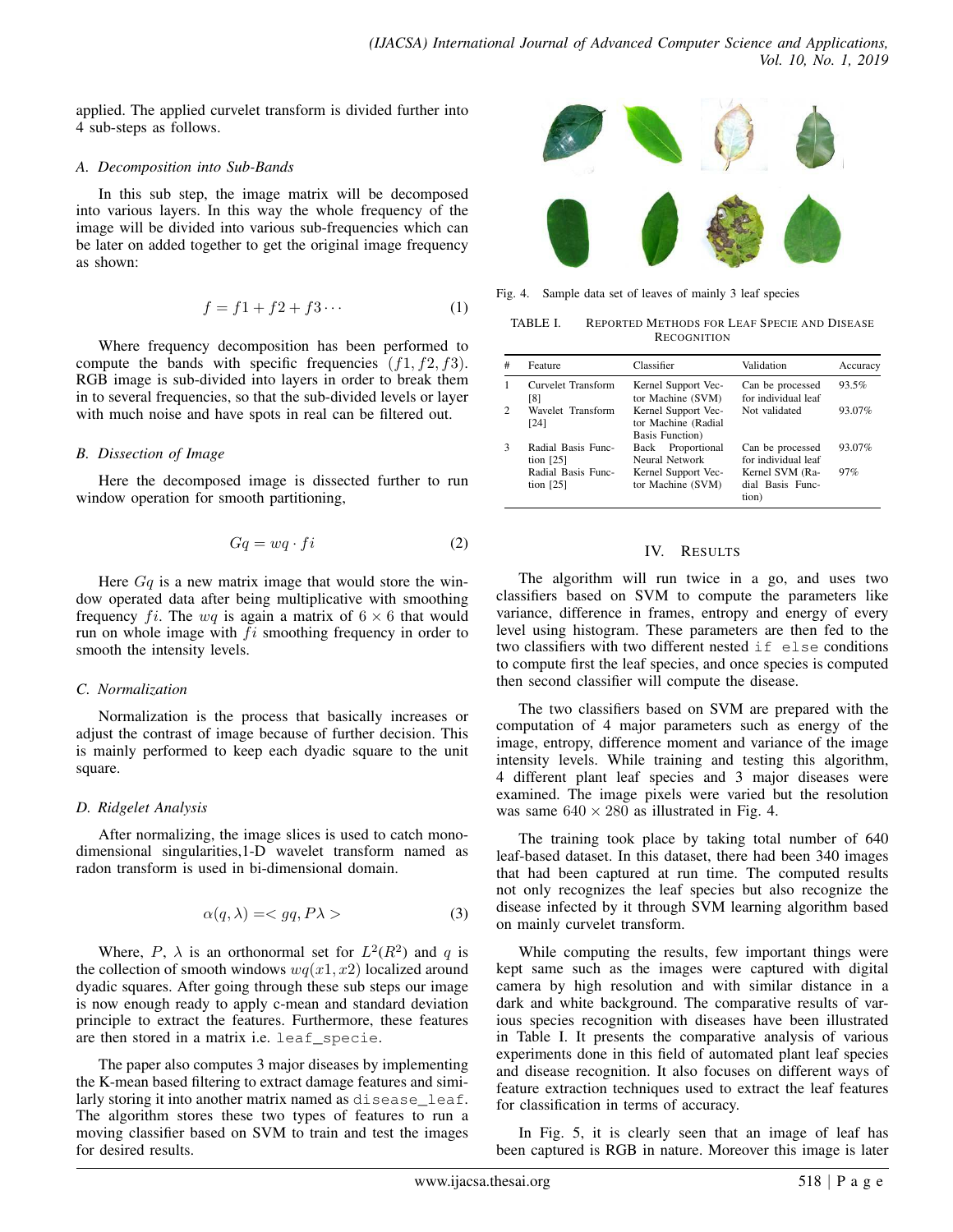applied. The applied curvelet transform is divided further into 4 sub-steps as follows.

### A. Decomposition into Sub-Bands

In this sub step, the image matrix will be decomposed into various layers. In this way the whole frequency of the image will be divided into various sub-frequencies which can be later on added together to get the original image frequency as shown:

$$f = f1 + f2 + f3 \cdots \tag{1}$$

Where frequency decomposition has been performed to compute the bands with specific frequencies $(f1, f2, f3)$. RGB image is sub-divided into layers in order to break them in to several frequencies, so that the sub-divided levels or layer with much noise and have spots in real can be filtered out.

### B. Dissection of Image

Here the decomposed image is dissected further to run window operation for smooth partitioning,

$$Gq = wq \cdot fi \tag{2}$$

Here $Gq$ is a new matrix image that would store the window operated data after being multiplicative with smoothing frequency $fi$. The $wq$ is again a matrix of $6 \times 6$ that would run on whole image with $fi$ smoothing frequency in order to smooth the intensity levels.

### C. Normalization

Normalization is the process that basically increases or adjust the contrast of image because of further decision. This is mainly performed to keep each dyadic square to the unit square.

### D. Ridgelet Analysis

After normalizing, the image slices is used to catch mono-dimensional singularities,1-D wavelet transform named as radon transform is used in bi-dimensional domain.

$$\alpha(q, \lambda) = < gq, P\lambda > \tag{3}$$

Where, $P$, $\lambda$ is an orthonormal set for $L^2(R^2)$ and $q$ is the collection of smooth windows $wq(x1, x2)$ localized around dyadic squares. After going through these sub steps our image is now enough ready to apply c-mean and standard deviation principle to extract the features. Furthermore, these features are then stored in a matrix i.e. `leaf_specie`.

The paper also computes 3 major diseases by implementing the K-mean based filtering to extract damage features and similarly storing it into another matrix named as `disease_leaf`. The algorithm stores these two types of features to run a moving classifier based on SVM to train and test the images for desired results.

Fig. 4. Sample data set of leaves of mainly 3 leaf species

TABLE I. REPORTED METHODS FOR LEAF SPECIE AND DISEASE RECOGNITION

| # | Feature | Classifier | Validation | Accuracy |
|---|---|---|---|---|
| 1 | Curvelet Transform [8] | Kernel Support Vector Machine (SVM) | Can be processed for individual leaf | 93.5% |
| 2 | Wavelet Transform [24] | Kernel Support Vector Machine (Radial Basis Function) | Not validated | 93.07% |
| 3 | Radial Basis Function [25] | Back Proportional Neural Network | Can be processed for individual leaf | 93.07% |
| | Radial Basis Function [25] | Kernel Support Vector Machine (SVM) | Kernel SVM (Radial Basis Function) | 97% |

## IV. RESULTS

The algorithm will run twice in a go, and uses two classifiers based on SVM to compute the parameters like variance, difference in frames, entropy and energy of every level using histogram. These parameters are then fed to the two classifiers with two different nested `if else` conditions to compute first the leaf species, and once species is computed then second classifier will compute the disease.

The two classifiers based on SVM are prepared with the computation of 4 major parameters such as energy of the image, entropy, difference moment and variance of the image intensity levels. While training and testing this algorithm, 4 different plant leaf species and 3 major diseases were examined. The image pixels were varied but the resolution was same $640 \times 280$ as illustrated in Fig. 4.

The training took place by taking total number of 640 leaf-based dataset. In this dataset, there had been 340 images that had been captured at run time. The computed results not only recognizes the leaf species but also recognize the disease infected by it through SVM learning algorithm based on mainly curvelet transform.

While computing the results, few important things were kept same such as the images were captured with digital camera by high resolution and with similar distance in a dark and white background. The comparative results of various species recognition with diseases have been illustrated in Table I. It presents the comparative analysis of various experiments done in this field of automated plant leaf species and disease recognition. It also focuses on different ways of feature extraction techniques used to extract the leaf features for classification in terms of accuracy.

In Fig. 5, it is clearly seen that an image of leaf has been captured is RGB in nature. Moreover this image is later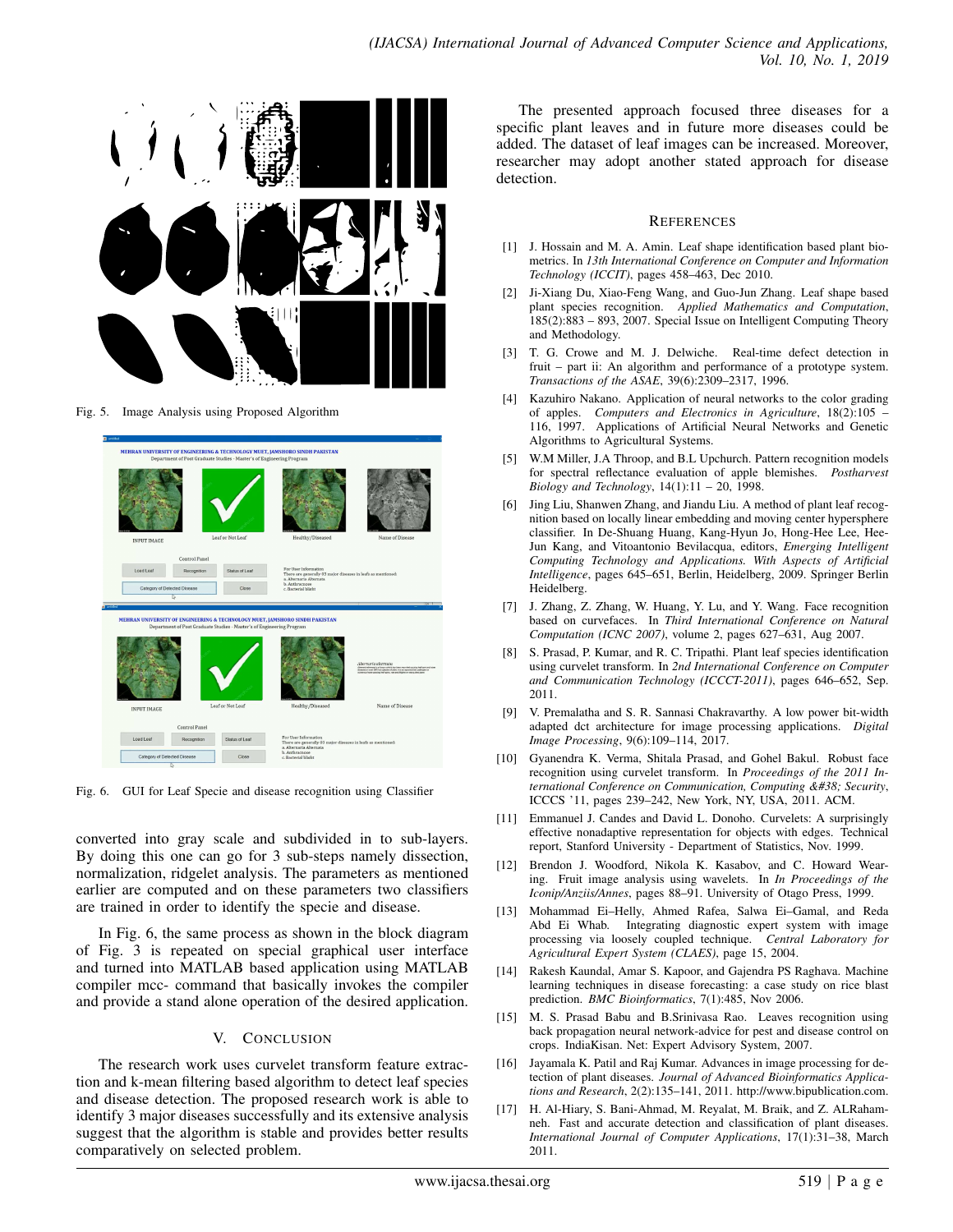Fig. 5. Image Analysis using Proposed Algorithm

Fig. 6. GUI for Leaf Specie and disease recognition using Classifier

converted into gray scale and subdivided in to sub-layers. By doing this one can go for 3 sub-steps namely dissection, normalization, ridgelet analysis. The parameters as mentioned earlier are computed and on these parameters two classifiers are trained in order to identify the specie and disease.

In Fig. 6, the same process as shown in the block diagram of Fig. 3 is repeated on special graphical user interface and turned into MATLAB based application using MATLAB compiler mcc- command that basically invokes the compiler and provide a stand alone operation of the desired application.

## V. Conclusion

The research work uses curvelet transform feature extraction and k-mean filtering based algorithm to detect leaf species and disease detection. The proposed research work is able to identify 3 major diseases successfully and its extensive analysis suggest that the algorithm is stable and provides better results comparatively on selected problem.

The presented approach focused three diseases for a specific plant leaves and in future more diseases could be added. The dataset of leaf images can be increased. Moreover, researcher may adopt another stated approach for disease detection.

## References

[1] J. Hossain and M. A. Amin. Leaf shape identification based plant biometrics. In *13th International Conference on Computer and Information Technology (ICCIT)*, pages 458–463, Dec 2010.

[2] Ji-Xiang Du, Xiao-Feng Wang, and Guo-Jun Zhang. Leaf shape based plant species recognition. *Applied Mathematics and Computation*, 185(2):883 – 893, 2007. Special Issue on Intelligent Computing Theory and Methodology.

[3] T. G. Crowe and M. J. Delwiche. Real-time defect detection in fruit – part ii: An algorithm and performance of a prototype system. *Transactions of the ASAE*, 39(6):2309–2317, 1996.

[4] Kazuhiro Nakano. Application of neural networks to the color grading of apples. *Computers and Electronics in Agriculture*, 18(2):105 – 116, 1997. Applications of Artificial Neural Networks and Genetic Algorithms to Agricultural Systems.

[5] W.M Miller, J.A Throop, and B.L Upchurch. Pattern recognition models for spectral reflectance evaluation of apple blemishes. *Postharvest Biology and Technology*, 14(1):11 – 20, 1998.

[6] Jing Liu, Shanwen Zhang, and Jiandu Liu. A method of plant leaf recognition based on locally linear embedding and moving center hypersphere classifier. In De-Shuang Huang, Kang-Hyun Jo, Hong-Hee Lee, Hee-Jun Kang, and Vitoantonio Bevilacqua, editors, *Emerging Intelligent Computing Technology and Applications. With Aspects of Artificial Intelligence*, pages 645–651, Berlin, Heidelberg, 2009. Springer Berlin Heidelberg.

[7] J. Zhang, Z. Zhang, W. Huang, Y. Lu, and Y. Wang. Face recognition based on curvefaces. In *Third International Conference on Natural Computation (ICNC 2007)*, volume 2, pages 627–631, Aug 2007.

[8] S. Prasad, P. Kumar, and R. C. Tripathi. Plant leaf species identification using curvelet transform. In *2nd International Conference on Computer and Communication Technology (ICCCT-2011)*, pages 646–652, Sep. 2011.

[9] V. Premalatha and S. R. Sannasi Chakravarthy. A low power bit-width adapted dct architecture for image processing applications. *Digital Image Processing*, 9(6):109–114, 2017.

[10] Gyanendra K. Verma, Shitala Prasad, and Gohel Bakul. Robust face recognition using curvelet transform. In *Proceedings of the 2011 International Conference on Communication, Computing &#38; Security*, ICCCS '11, pages 239–242, New York, NY, USA, 2011. ACM.

[11] Emmanuel J. Candes and David L. Donoho. Curvelets: A surprisingly effective nonadaptive representation for objects with edges. Technical report, Stanford University - Department of Statistics, Nov. 1999.

[12] Brendon J. Woodford, Nikola K. Kasabov, and C. Howard Wearing. Fruit image analysis using wavelets. In *In Proceedings of the Iconip/Anziis/Annes*, pages 88–91. University of Otago Press, 1999.

[13] Mohammad Ei–Helly, Ahmed Rafea, Salwa Ei–Gamal, and Reda Abd Ei Whab. Integrating diagnostic expert system with image processing via loosely coupled technique. *Central Laboratory for Agricultural Expert System (CLAES)*, page 15, 2004.

[14] Rakesh Kaundal, Amar S. Kapoor, and Gajendra PS Raghava. Machine learning techniques in disease forecasting: a case study on rice blast prediction. *BMC Bioinformatics*, 7(1):485, Nov 2006.

[15] M. S. Prasad Babu and B.Srinivasa Rao. Leaves recognition using back propagation neural network-advice for pest and disease control on crops. IndiaKisan. Net: Expert Advisory System, 2007.

[16] Jayamala K. Patil and Raj Kumar. Advances in image processing for detection of plant diseases. *Journal of Advanced Bioinformatics Applications and Research*, 2(2):135–141, 2011. http://www.bipublication.com.

[17] H. Al-Hiary, S. Bani-Ahmad, M. Reyalat, M. Braik, and Z. ALRahamneh. Fast and accurate detection and classification of plant diseases. *International Journal of Computer Applications*, 17(1):31–38, March 2011.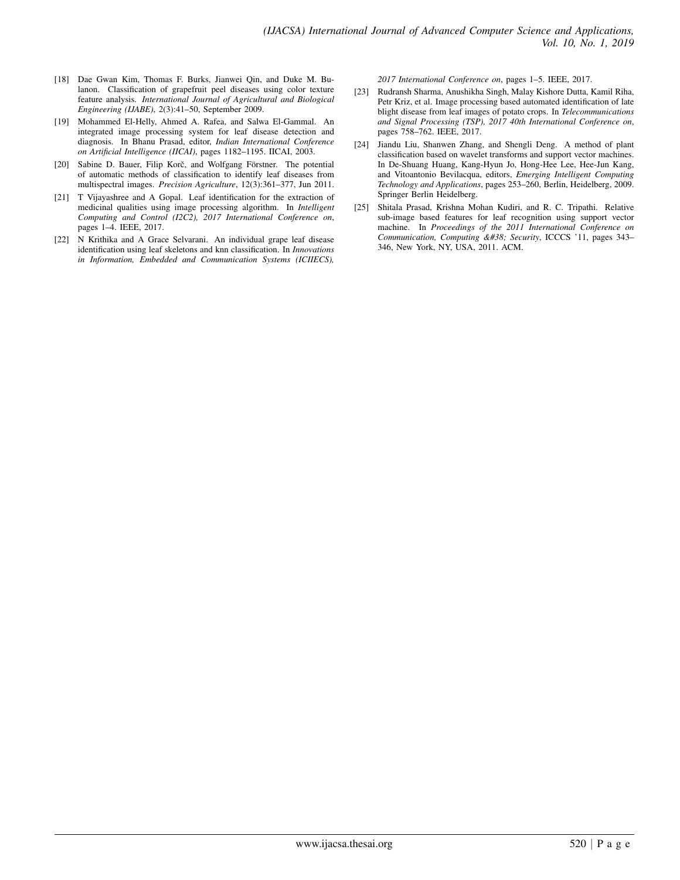[18] Dae Gwan Kim, Thomas F. Burks, Jianwei Qin, and Duke M. Bulanon. Classification of grapefruit peel diseases using color texture feature analysis. *International Journal of Agricultural and Biological Engineering (IJABE)*, 2(3):41–50, September 2009.

[19] Mohammed El-Helly, Ahmed A. Rafea, and Salwa El-Gammal. An integrated image processing system for leaf disease detection and diagnosis. In Bhanu Prasad, editor, *Indian International Conference on Artificial Intelligence (IICAI)*, pages 1182–1195. IICAI, 2003.

[20] Sabine D. Bauer, Filip Korč, and Wolfgang Förstner. The potential of automatic methods of classification to identify leaf diseases from multispectral images. *Precision Agriculture*, 12(3):361–377, Jun 2011.

[21] T Vijayashree and A Gopal. Leaf identification for the extraction of medicinal qualities using image processing algorithm. In *Intelligent Computing and Control (I2C2), 2017 International Conference on*, pages 1–4. IEEE, 2017.

[22] N Krithika and A Grace Selvarani. An individual grape leaf disease identification using leaf skeletons and knn classification. In *Innovations in Information, Embedded and Communication Systems (ICIIECS), 2017 International Conference on*, pages 1–5. IEEE, 2017.

[23] Rudransh Sharma, Anushikha Singh, Malay Kishore Dutta, Kamil Riha, Petr Kriz, et al. Image processing based automated identification of late blight disease from leaf images of potato crops. In *Telecommunications and Signal Processing (TSP), 2017 40th International Conference on*, pages 758–762. IEEE, 2017.

[24] Jiandu Liu, Shanwen Zhang, and Shengli Deng. A method of plant classification based on wavelet transforms and support vector machines. In De-Shuang Huang, Kang-Hyun Jo, Hong-Hee Lee, Hee-Jun Kang, and Vitoantonio Bevilacqua, editors, *Emerging Intelligent Computing Technology and Applications*, pages 253–260, Berlin, Heidelberg, 2009. Springer Berlin Heidelberg.

[25] Shitala Prasad, Krishna Mohan Kudiri, and R. C. Tripathi. Relative sub-image based features for leaf recognition using support vector machine. In *Proceedings of the 2011 International Conference on Communication, Computing &#38; Security*, ICCCS '11, pages 343–346, New York, NY, USA, 2011. ACM.